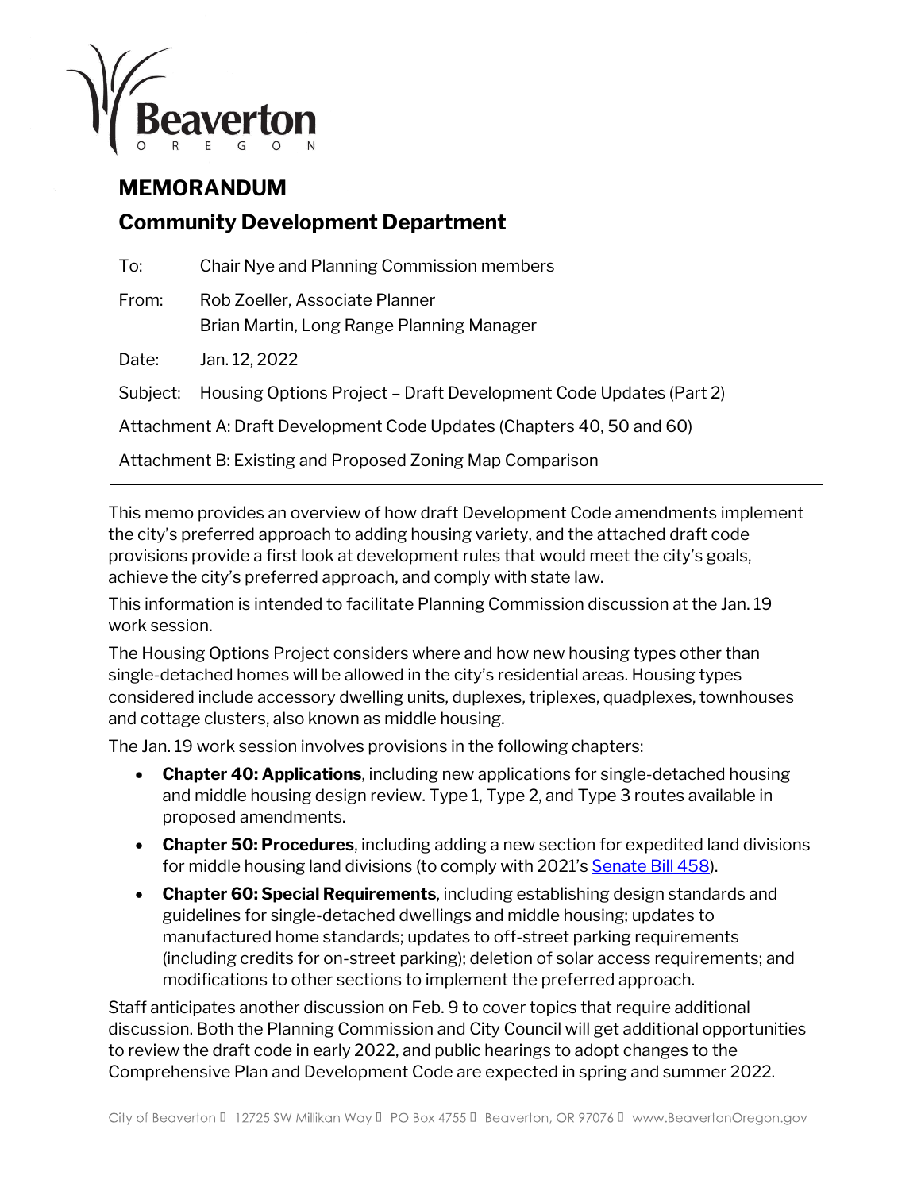Beaverton OREGON

## MEMORANDUM

## Community Development Department

To: Chair Nye and Planning Commission members

From: Rob Zoeller, Associate Planner
Brian Martin, Long Range Planning Manager

Date: Jan. 12, 2022

Subject: Housing Options Project – Draft Development Code Updates (Part 2)

Attachment A: Draft Development Code Updates (Chapters 40, 50 and 60)

Attachment B: Existing and Proposed Zoning Map Comparison

---

This memo provides an overview of how draft Development Code amendments implement the city's preferred approach to adding housing variety, and the attached draft code provisions provide a first look at development rules that would meet the city's goals, achieve the city's preferred approach, and comply with state law.

This information is intended to facilitate Planning Commission discussion at the Jan. 19 work session.

The Housing Options Project considers where and how new housing types other than single-detached homes will be allowed in the city's residential areas. Housing types considered include accessory dwelling units, duplexes, triplexes, quadplexes, townhouses and cottage clusters, also known as middle housing.

The Jan. 19 work session involves provisions in the following chapters:

- **Chapter 40: Applications**, including new applications for single-detached housing and middle housing design review. Type 1, Type 2, and Type 3 routes available in proposed amendments.
- **Chapter 50: Procedures**, including adding a new section for expedited land divisions for middle housing land divisions (to comply with 2021's Senate Bill 458).
- **Chapter 60: Special Requirements**, including establishing design standards and guidelines for single-detached dwellings and middle housing; updates to manufactured home standards; updates to off-street parking requirements (including credits for on-street parking); deletion of solar access requirements; and modifications to other sections to implement the preferred approach.

Staff anticipates another discussion on Feb. 9 to cover topics that require additional discussion. Both the Planning Commission and City Council will get additional opportunities to review the draft code in early 2022, and public hearings to adopt changes to the Comprehensive Plan and Development Code are expected in spring and summer 2022.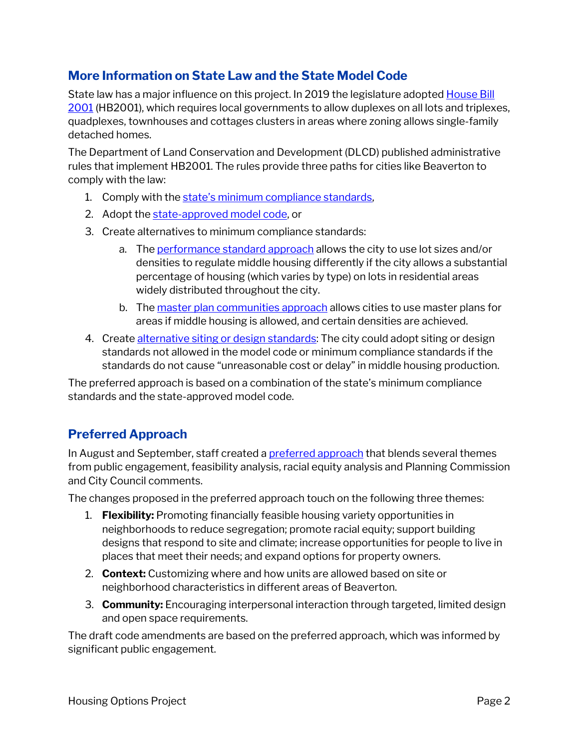## More Information on State Law and the State Model Code

State law has a major influence on this project. In 2019 the legislature adopted House Bill 2001 (HB2001), which requires local governments to allow duplexes on all lots and triplexes, quadplexes, townhouses and cottages clusters in areas where zoning allows single-family detached homes.

The Department of Land Conservation and Development (DLCD) published administrative rules that implement HB2001. The rules provide three paths for cities like Beaverton to comply with the law:

1. Comply with the state's minimum compliance standards,
2. Adopt the state-approved model code, or
3. Create alternatives to minimum compliance standards:
   a. The performance standard approach allows the city to use lot sizes and/or densities to regulate middle housing differently if the city allows a substantial percentage of housing (which varies by type) on lots in residential areas widely distributed throughout the city.
   b. The master plan communities approach allows cities to use master plans for areas if middle housing is allowed, and certain densities are achieved.
4. Create alternative siting or design standards: The city could adopt siting or design standards not allowed in the model code or minimum compliance standards if the standards do not cause "unreasonable cost or delay" in middle housing production.

The preferred approach is based on a combination of the state's minimum compliance standards and the state-approved model code.

## Preferred Approach

In August and September, staff created a preferred approach that blends several themes from public engagement, feasibility analysis, racial equity analysis and Planning Commission and City Council comments.

The changes proposed in the preferred approach touch on the following three themes:

1. **Flexibility:** Promoting financially feasible housing variety opportunities in neighborhoods to reduce segregation; promote racial equity; support building designs that respond to site and climate; increase opportunities for people to live in places that meet their needs; and expand options for property owners.
2. **Context:** Customizing where and how units are allowed based on site or neighborhood characteristics in different areas of Beaverton.
3. **Community:** Encouraging interpersonal interaction through targeted, limited design and open space requirements.

The draft code amendments are based on the preferred approach, which was informed by significant public engagement.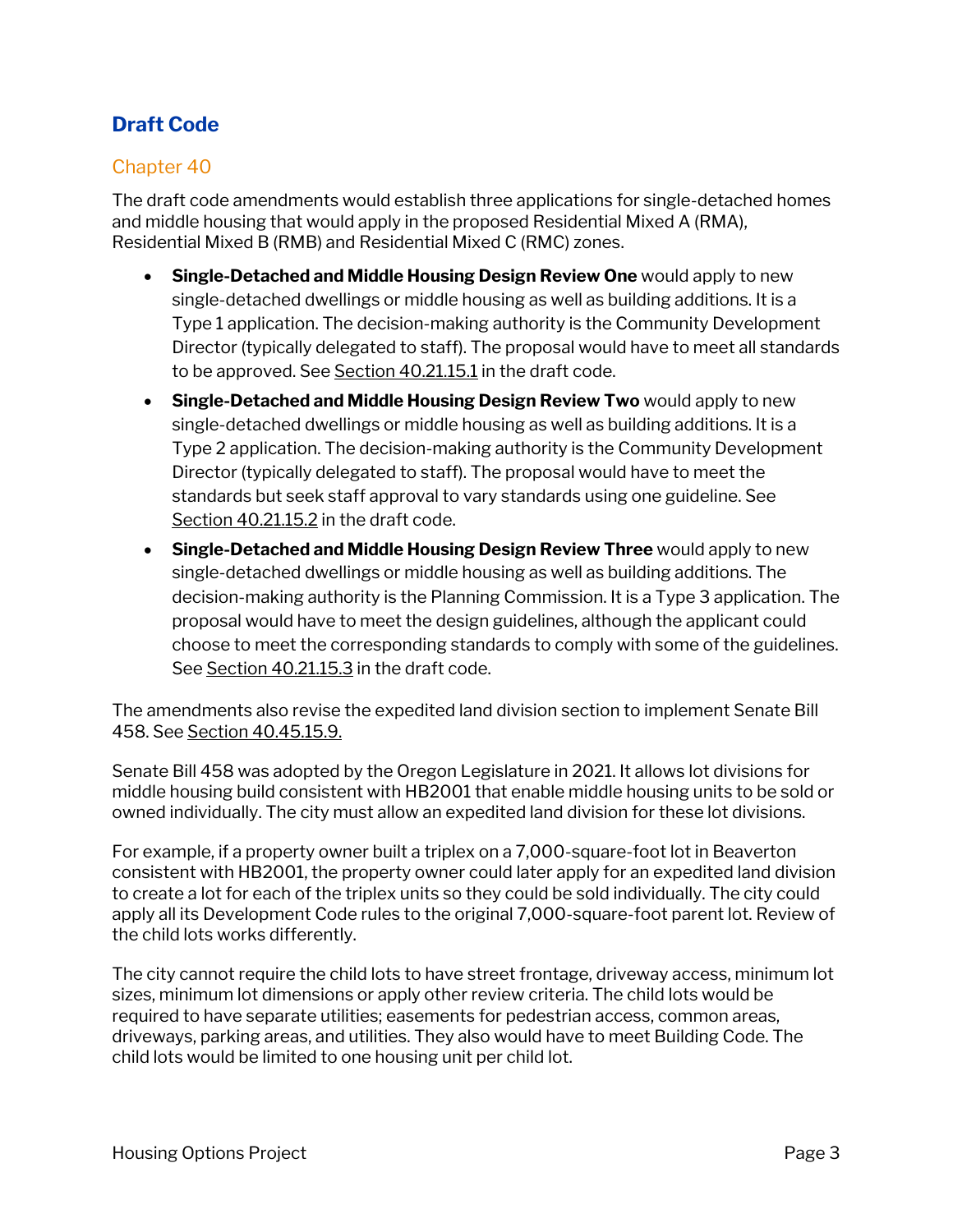## Draft Code

### Chapter 40

The draft code amendments would establish three applications for single-detached homes and middle housing that would apply in the proposed Residential Mixed A (RMA), Residential Mixed B (RMB) and Residential Mixed C (RMC) zones.

- **Single-Detached and Middle Housing Design Review One** would apply to new single-detached dwellings or middle housing as well as building additions. It is a Type 1 application. The decision-making authority is the Community Development Director (typically delegated to staff). The proposal would have to meet all standards to be approved. See Section 40.21.15.1 in the draft code.
- **Single-Detached and Middle Housing Design Review Two** would apply to new single-detached dwellings or middle housing as well as building additions. It is a Type 2 application. The decision-making authority is the Community Development Director (typically delegated to staff). The proposal would have to meet the standards but seek staff approval to vary standards using one guideline. See Section 40.21.15.2 in the draft code.
- **Single-Detached and Middle Housing Design Review Three** would apply to new single-detached dwellings or middle housing as well as building additions. The decision-making authority is the Planning Commission. It is a Type 3 application. The proposal would have to meet the design guidelines, although the applicant could choose to meet the corresponding standards to comply with some of the guidelines. See Section 40.21.15.3 in the draft code.

The amendments also revise the expedited land division section to implement Senate Bill 458. See Section 40.45.15.9.

Senate Bill 458 was adopted by the Oregon Legislature in 2021. It allows lot divisions for middle housing build consistent with HB2001 that enable middle housing units to be sold or owned individually. The city must allow an expedited land division for these lot divisions.

For example, if a property owner built a triplex on a 7,000-square-foot lot in Beaverton consistent with HB2001, the property owner could later apply for an expedited land division to create a lot for each of the triplex units so they could be sold individually. The city could apply all its Development Code rules to the original 7,000-square-foot parent lot. Review of the child lots works differently.

The city cannot require the child lots to have street frontage, driveway access, minimum lot sizes, minimum lot dimensions or apply other review criteria. The child lots would be required to have separate utilities; easements for pedestrian access, common areas, driveways, parking areas, and utilities. They also would have to meet Building Code. The child lots would be limited to one housing unit per child lot.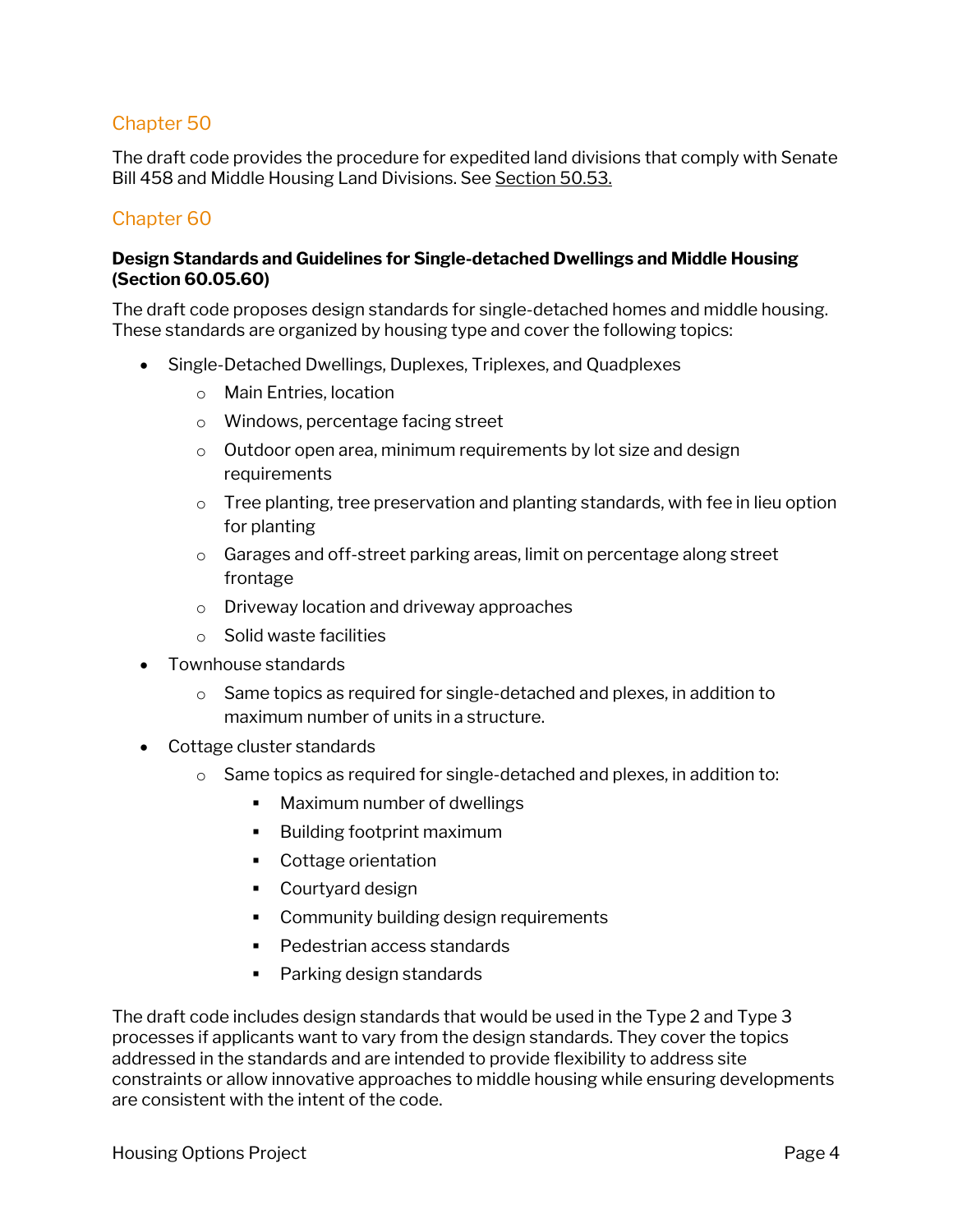## Chapter 50

The draft code provides the procedure for expedited land divisions that comply with Senate Bill 458 and Middle Housing Land Divisions. See Section 50.53.

## Chapter 60

**Design Standards and Guidelines for Single-detached Dwellings and Middle Housing (Section 60.05.60)**

The draft code proposes design standards for single-detached homes and middle housing. These standards are organized by housing type and cover the following topics:

- Single-Detached Dwellings, Duplexes, Triplexes, and Quadplexes
  - Main Entries, location
  - Windows, percentage facing street
  - Outdoor open area, minimum requirements by lot size and design requirements
  - Tree planting, tree preservation and planting standards, with fee in lieu option for planting
  - Garages and off-street parking areas, limit on percentage along street frontage
  - Driveway location and driveway approaches
  - Solid waste facilities
- Townhouse standards
  - Same topics as required for single-detached and plexes, in addition to maximum number of units in a structure.
- Cottage cluster standards
  - Same topics as required for single-detached and plexes, in addition to:
    - Maximum number of dwellings
    - Building footprint maximum
    - Cottage orientation
    - Courtyard design
    - Community building design requirements
    - Pedestrian access standards
    - Parking design standards

The draft code includes design standards that would be used in the Type 2 and Type 3 processes if applicants want to vary from the design standards. They cover the topics addressed in the standards and are intended to provide flexibility to address site constraints or allow innovative approaches to middle housing while ensuring developments are consistent with the intent of the code.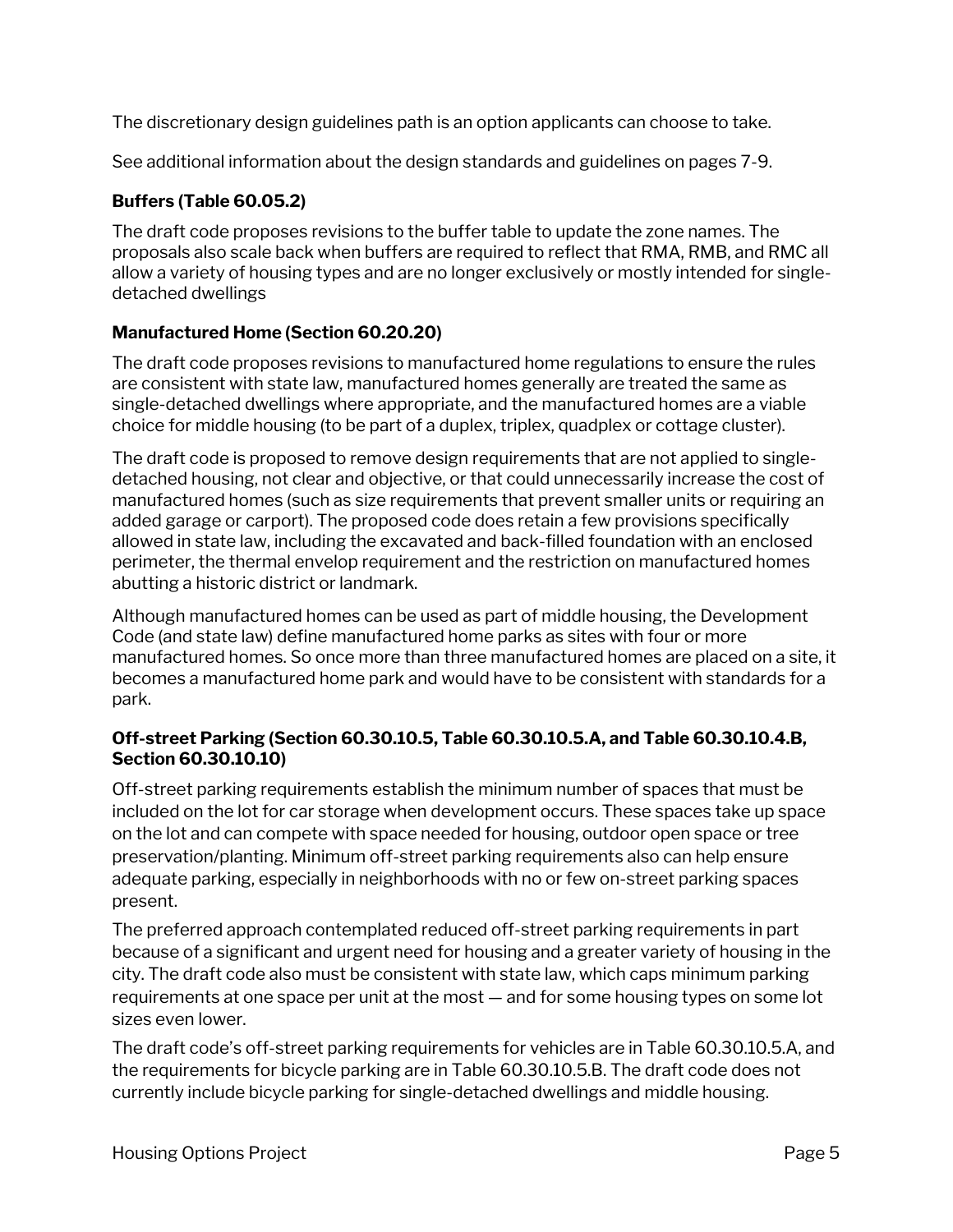The discretionary design guidelines path is an option applicants can choose to take.

See additional information about the design standards and guidelines on pages 7-9.

### Buffers (Table 60.05.2)

The draft code proposes revisions to the buffer table to update the zone names. The proposals also scale back when buffers are required to reflect that RMA, RMB, and RMC all allow a variety of housing types and are no longer exclusively or mostly intended for single-detached dwellings

### Manufactured Home (Section 60.20.20)

The draft code proposes revisions to manufactured home regulations to ensure the rules are consistent with state law, manufactured homes generally are treated the same as single-detached dwellings where appropriate, and the manufactured homes are a viable choice for middle housing (to be part of a duplex, triplex, quadplex or cottage cluster).

The draft code is proposed to remove design requirements that are not applied to single-detached housing, not clear and objective, or that could unnecessarily increase the cost of manufactured homes (such as size requirements that prevent smaller units or requiring an added garage or carport). The proposed code does retain a few provisions specifically allowed in state law, including the excavated and back-filled foundation with an enclosed perimeter, the thermal envelop requirement and the restriction on manufactured homes abutting a historic district or landmark.

Although manufactured homes can be used as part of middle housing, the Development Code (and state law) define manufactured home parks as sites with four or more manufactured homes. So once more than three manufactured homes are placed on a site, it becomes a manufactured home park and would have to be consistent with standards for a park.

### Off-street Parking (Section 60.30.10.5, Table 60.30.10.5.A, and Table 60.30.10.4.B, Section 60.30.10.10)

Off-street parking requirements establish the minimum number of spaces that must be included on the lot for car storage when development occurs. These spaces take up space on the lot and can compete with space needed for housing, outdoor open space or tree preservation/planting. Minimum off-street parking requirements also can help ensure adequate parking, especially in neighborhoods with no or few on-street parking spaces present.

The preferred approach contemplated reduced off-street parking requirements in part because of a significant and urgent need for housing and a greater variety of housing in the city. The draft code also must be consistent with state law, which caps minimum parking requirements at one space per unit at the most — and for some housing types on some lot sizes even lower.

The draft code's off-street parking requirements for vehicles are in Table 60.30.10.5.A, and the requirements for bicycle parking are in Table 60.30.10.5.B. The draft code does not currently include bicycle parking for single-detached dwellings and middle housing.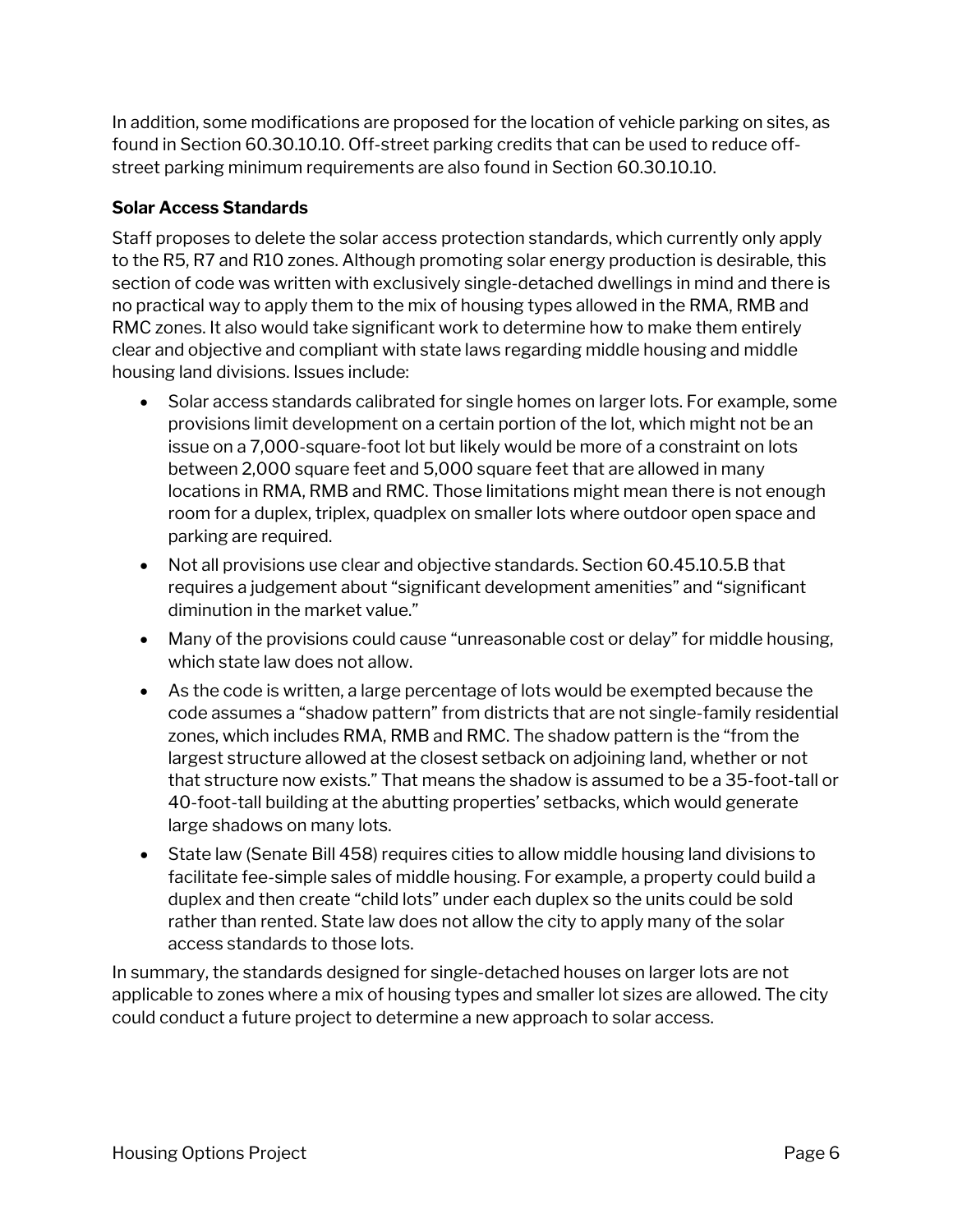In addition, some modifications are proposed for the location of vehicle parking on sites, as found in Section 60.30.10.10. Off-street parking credits that can be used to reduce off-street parking minimum requirements are also found in Section 60.30.10.10.

**Solar Access Standards**

Staff proposes to delete the solar access protection standards, which currently only apply to the R5, R7 and R10 zones. Although promoting solar energy production is desirable, this section of code was written with exclusively single-detached dwellings in mind and there is no practical way to apply them to the mix of housing types allowed in the RMA, RMB and RMC zones. It also would take significant work to determine how to make them entirely clear and objective and compliant with state laws regarding middle housing and middle housing land divisions. Issues include:

- Solar access standards calibrated for single homes on larger lots. For example, some provisions limit development on a certain portion of the lot, which might not be an issue on a 7,000-square-foot lot but likely would be more of a constraint on lots between 2,000 square feet and 5,000 square feet that are allowed in many locations in RMA, RMB and RMC. Those limitations might mean there is not enough room for a duplex, triplex, quadplex on smaller lots where outdoor open space and parking are required.
- Not all provisions use clear and objective standards. Section 60.45.10.5.B that requires a judgement about "significant development amenities" and "significant diminution in the market value."
- Many of the provisions could cause "unreasonable cost or delay" for middle housing, which state law does not allow.
- As the code is written, a large percentage of lots would be exempted because the code assumes a "shadow pattern" from districts that are not single-family residential zones, which includes RMA, RMB and RMC. The shadow pattern is the "from the largest structure allowed at the closest setback on adjoining land, whether or not that structure now exists." That means the shadow is assumed to be a 35-foot-tall or 40-foot-tall building at the abutting properties' setbacks, which would generate large shadows on many lots.
- State law (Senate Bill 458) requires cities to allow middle housing land divisions to facilitate fee-simple sales of middle housing. For example, a property could build a duplex and then create "child lots" under each duplex so the units could be sold rather than rented. State law does not allow the city to apply many of the solar access standards to those lots.

In summary, the standards designed for single-detached houses on larger lots are not applicable to zones where a mix of housing types and smaller lot sizes are allowed. The city could conduct a future project to determine a new approach to solar access.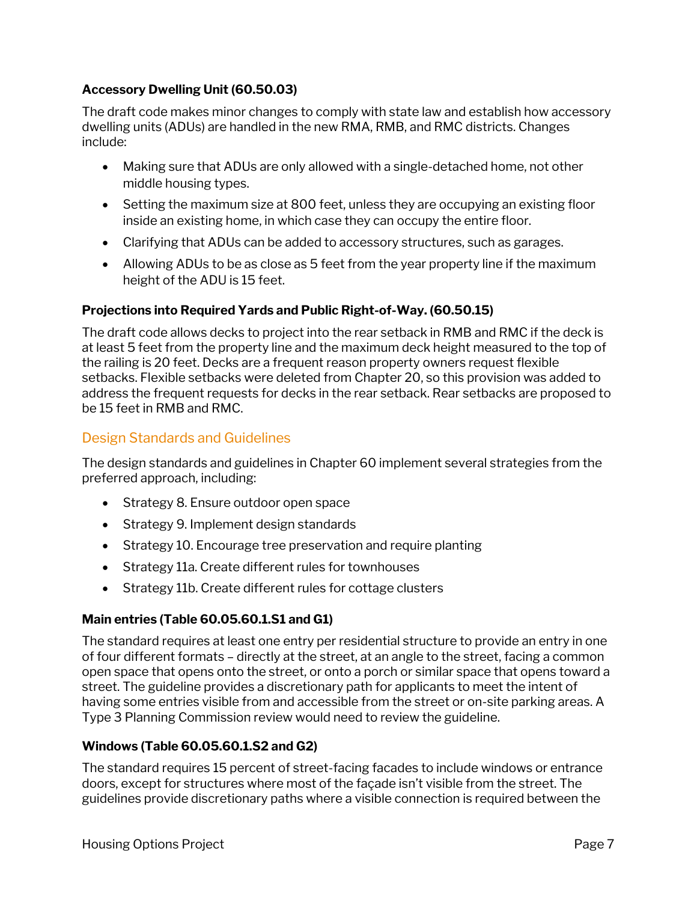**Accessory Dwelling Unit (60.50.03)**

The draft code makes minor changes to comply with state law and establish how accessory dwelling units (ADUs) are handled in the new RMA, RMB, and RMC districts. Changes include:

- Making sure that ADUs are only allowed with a single-detached home, not other middle housing types.
- Setting the maximum size at 800 feet, unless they are occupying an existing floor inside an existing home, in which case they can occupy the entire floor.
- Clarifying that ADUs can be added to accessory structures, such as garages.
- Allowing ADUs to be as close as 5 feet from the year property line if the maximum height of the ADU is 15 feet.

**Projections into Required Yards and Public Right-of-Way. (60.50.15)**

The draft code allows decks to project into the rear setback in RMB and RMC if the deck is at least 5 feet from the property line and the maximum deck height measured to the top of the railing is 20 feet. Decks are a frequent reason property owners request flexible setbacks. Flexible setbacks were deleted from Chapter 20, so this provision was added to address the frequent requests for decks in the rear setback. Rear setbacks are proposed to be 15 feet in RMB and RMC.

## Design Standards and Guidelines

The design standards and guidelines in Chapter 60 implement several strategies from the preferred approach, including:

- Strategy 8. Ensure outdoor open space
- Strategy 9. Implement design standards
- Strategy 10. Encourage tree preservation and require planting
- Strategy 11a. Create different rules for townhouses
- Strategy 11b. Create different rules for cottage clusters

**Main entries (Table 60.05.60.1.S1 and G1)**

The standard requires at least one entry per residential structure to provide an entry in one of four different formats – directly at the street, at an angle to the street, facing a common open space that opens onto the street, or onto a porch or similar space that opens toward a street. The guideline provides a discretionary path for applicants to meet the intent of having some entries visible from and accessible from the street or on-site parking areas. A Type 3 Planning Commission review would need to review the guideline.

**Windows (Table 60.05.60.1.S2 and G2)**

The standard requires 15 percent of street-facing facades to include windows or entrance doors, except for structures where most of the façade isn't visible from the street. The guidelines provide discretionary paths where a visible connection is required between the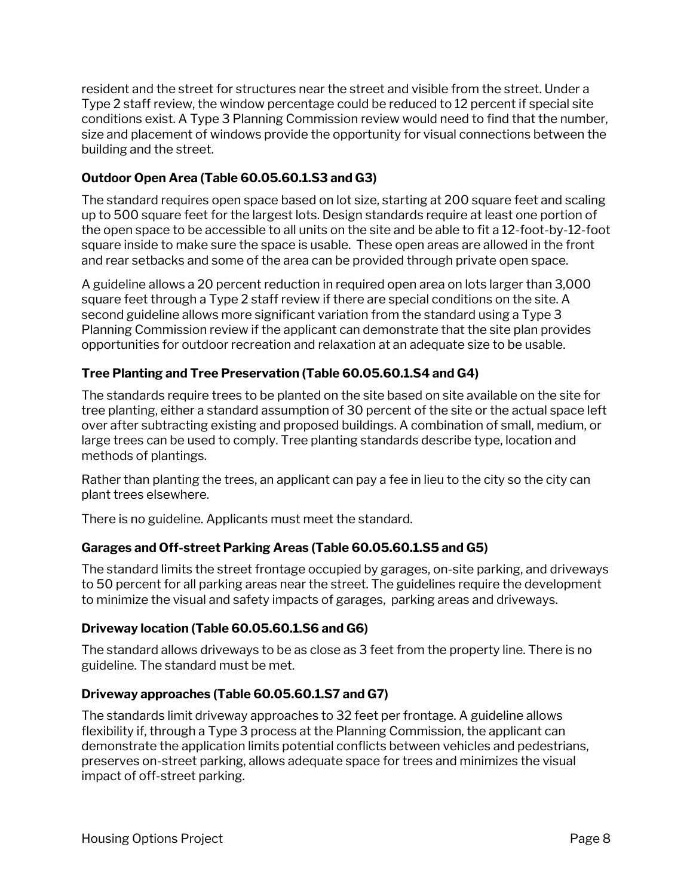resident and the street for structures near the street and visible from the street. Under a Type 2 staff review, the window percentage could be reduced to 12 percent if special site conditions exist. A Type 3 Planning Commission review would need to find that the number, size and placement of windows provide the opportunity for visual connections between the building and the street.

### Outdoor Open Area (Table 60.05.60.1.S3 and G3)

The standard requires open space based on lot size, starting at 200 square feet and scaling up to 500 square feet for the largest lots. Design standards require at least one portion of the open space to be accessible to all units on the site and be able to fit a 12-foot-by-12-foot square inside to make sure the space is usable. These open areas are allowed in the front and rear setbacks and some of the area can be provided through private open space.

A guideline allows a 20 percent reduction in required open area on lots larger than 3,000 square feet through a Type 2 staff review if there are special conditions on the site. A second guideline allows more significant variation from the standard using a Type 3 Planning Commission review if the applicant can demonstrate that the site plan provides opportunities for outdoor recreation and relaxation at an adequate size to be usable.

### Tree Planting and Tree Preservation (Table 60.05.60.1.S4 and G4)

The standards require trees to be planted on the site based on site available on the site for tree planting, either a standard assumption of 30 percent of the site or the actual space left over after subtracting existing and proposed buildings. A combination of small, medium, or large trees can be used to comply. Tree planting standards describe type, location and methods of plantings.

Rather than planting the trees, an applicant can pay a fee in lieu to the city so the city can plant trees elsewhere.

There is no guideline. Applicants must meet the standard.

### Garages and Off-street Parking Areas (Table 60.05.60.1.S5 and G5)

The standard limits the street frontage occupied by garages, on-site parking, and driveways to 50 percent for all parking areas near the street. The guidelines require the development to minimize the visual and safety impacts of garages, parking areas and driveways.

### Driveway location (Table 60.05.60.1.S6 and G6)

The standard allows driveways to be as close as 3 feet from the property line. There is no guideline. The standard must be met.

### Driveway approaches (Table 60.05.60.1.S7 and G7)

The standards limit driveway approaches to 32 feet per frontage. A guideline allows flexibility if, through a Type 3 process at the Planning Commission, the applicant can demonstrate the application limits potential conflicts between vehicles and pedestrians, preserves on-street parking, allows adequate space for trees and minimizes the visual impact of off-street parking.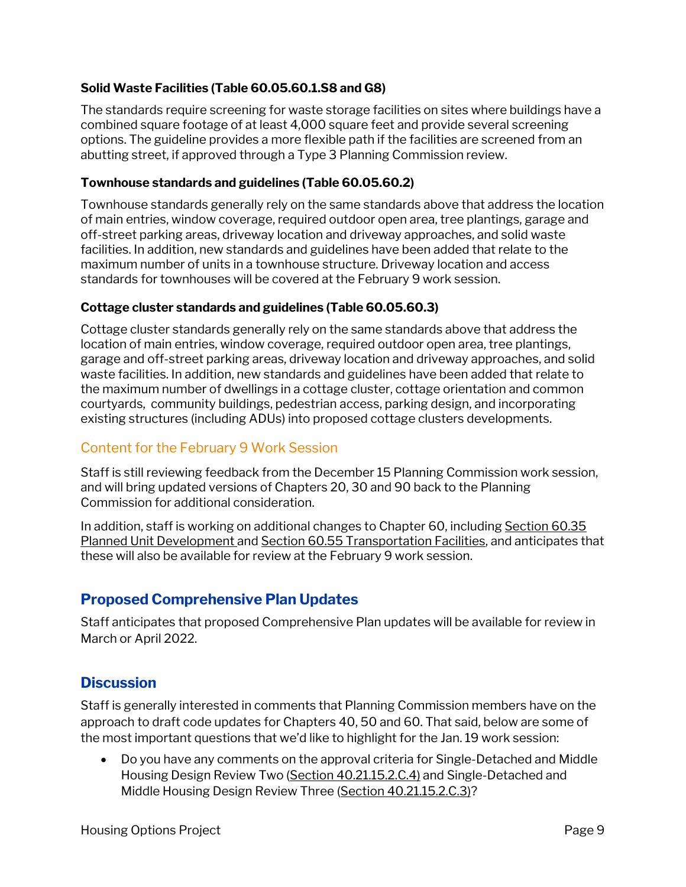**Solid Waste Facilities (Table 60.05.60.1.S8 and G8)**

The standards require screening for waste storage facilities on sites where buildings have a combined square footage of at least 4,000 square feet and provide several screening options. The guideline provides a more flexible path if the facilities are screened from an abutting street, if approved through a Type 3 Planning Commission review.

**Townhouse standards and guidelines (Table 60.05.60.2)**

Townhouse standards generally rely on the same standards above that address the location of main entries, window coverage, required outdoor open area, tree plantings, garage and off-street parking areas, driveway location and driveway approaches, and solid waste facilities. In addition, new standards and guidelines have been added that relate to the maximum number of units in a townhouse structure. Driveway location and access standards for townhouses will be covered at the February 9 work session.

**Cottage cluster standards and guidelines (Table 60.05.60.3)**

Cottage cluster standards generally rely on the same standards above that address the location of main entries, window coverage, required outdoor open area, tree plantings, garage and off-street parking areas, driveway location and driveway approaches, and solid waste facilities. In addition, new standards and guidelines have been added that relate to the maximum number of dwellings in a cottage cluster, cottage orientation and common courtyards, community buildings, pedestrian access, parking design, and incorporating existing structures (including ADUs) into proposed cottage clusters developments.

### Content for the February 9 Work Session

Staff is still reviewing feedback from the December 15 Planning Commission work session, and will bring updated versions of Chapters 20, 30 and 90 back to the Planning Commission for additional consideration.

In addition, staff is working on additional changes to Chapter 60, including Section 60.35 Planned Unit Development and Section 60.55 Transportation Facilities, and anticipates that these will also be available for review at the February 9 work session.

## Proposed Comprehensive Plan Updates

Staff anticipates that proposed Comprehensive Plan updates will be available for review in March or April 2022.

## Discussion

Staff is generally interested in comments that Planning Commission members have on the approach to draft code updates for Chapters 40, 50 and 60. That said, below are some of the most important questions that we'd like to highlight for the Jan. 19 work session:

- Do you have any comments on the approval criteria for Single-Detached and Middle Housing Design Review Two (Section 40.21.15.2.C.4) and Single-Detached and Middle Housing Design Review Three (Section 40.21.15.2.C.3)?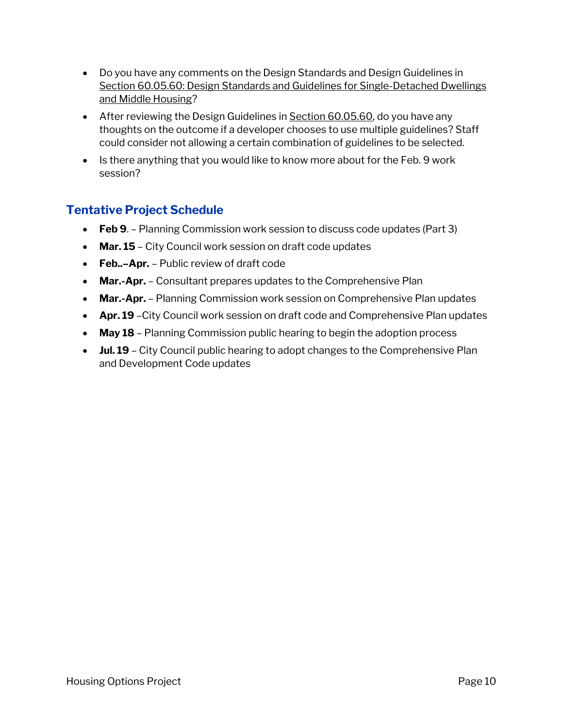- Do you have any comments on the Design Standards and Design Guidelines in Section 60.05.60: Design Standards and Guidelines for Single-Detached Dwellings and Middle Housing?
- After reviewing the Design Guidelines in Section 60.05.60, do you have any thoughts on the outcome if a developer chooses to use multiple guidelines? Staff could consider not allowing a certain combination of guidelines to be selected.
- Is there anything that you would like to know more about for the Feb. 9 work session?

## Tentative Project Schedule

- **Feb 9**. – Planning Commission work session to discuss code updates (Part 3)
- **Mar. 15** – City Council work session on draft code updates
- **Feb..–Apr.** – Public review of draft code
- **Mar.-Apr.** – Consultant prepares updates to the Comprehensive Plan
- **Mar.-Apr.** – Planning Commission work session on Comprehensive Plan updates
- **Apr. 19** –City Council work session on draft code and Comprehensive Plan updates
- **May 18** – Planning Commission public hearing to begin the adoption process
- **Jul. 19** – City Council public hearing to adopt changes to the Comprehensive Plan and Development Code updates